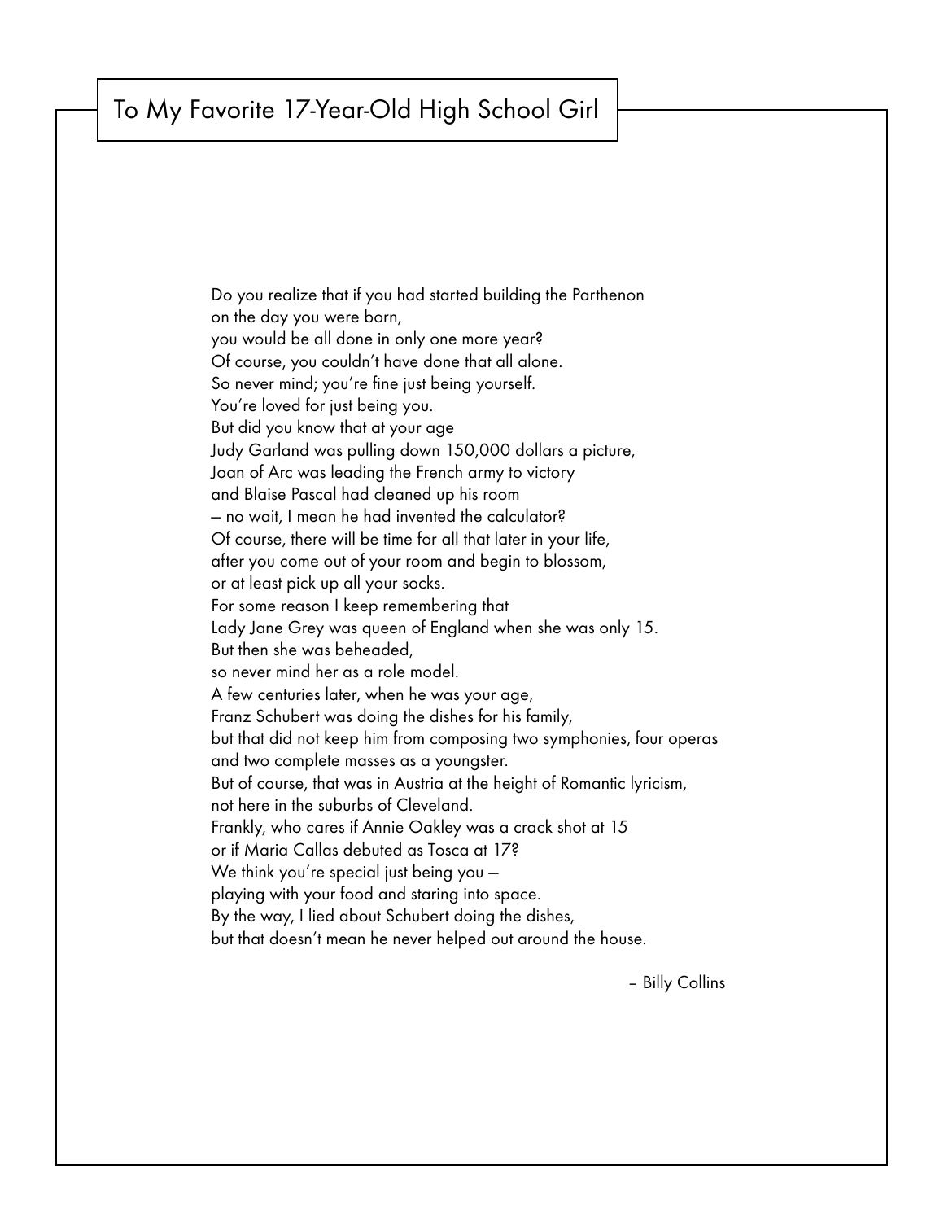# To My Favorite 17-Year-Old High School Girl

Do you realize that if you had started building the Parthenon
on the day you were born,
you would be all done in only one more year?
Of course, you couldn't have done that all alone.
So never mind; you're fine just being yourself.
You're loved for just being you.
But did you know that at your age
Judy Garland was pulling down 150,000 dollars a picture,
Joan of Arc was leading the French army to victory
and Blaise Pascal had cleaned up his room
— no wait, I mean he had invented the calculator?
Of course, there will be time for all that later in your life,
after you come out of your room and begin to blossom,
or at least pick up all your socks.
For some reason I keep remembering that
Lady Jane Grey was queen of England when she was only 15.
But then she was beheaded,
so never mind her as a role model.
A few centuries later, when he was your age,
Franz Schubert was doing the dishes for his family,
but that did not keep him from composing two symphonies, four operas
and two complete masses as a youngster.
But of course, that was in Austria at the height of Romantic lyricism,
not here in the suburbs of Cleveland.
Frankly, who cares if Annie Oakley was a crack shot at 15
or if Maria Callas debuted as Tosca at 17?
We think you're special just being you —
playing with your food and staring into space.
By the way, I lied about Schubert doing the dishes,
but that doesn't mean he never helped out around the house.

– Billy Collins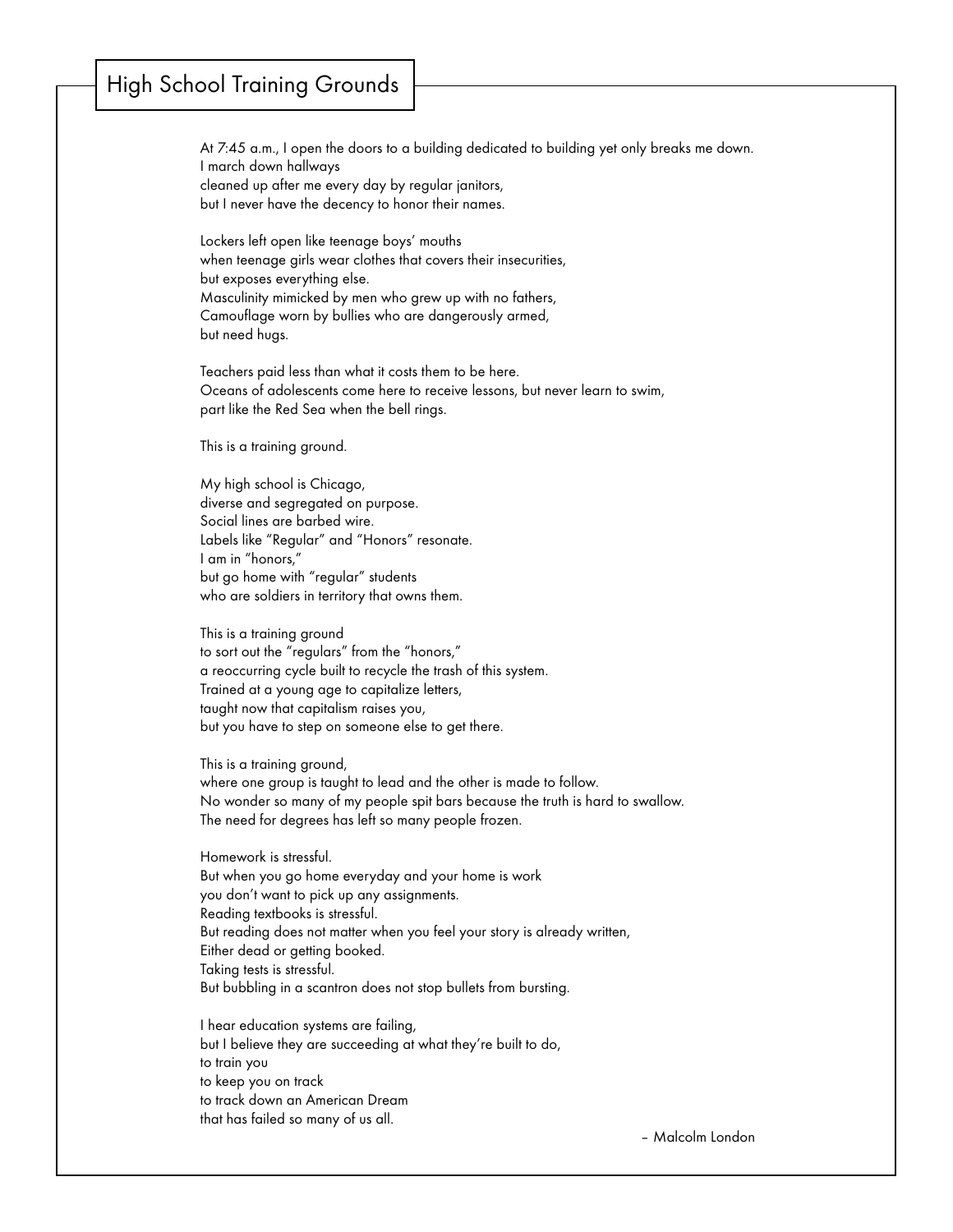# High School Training Grounds

At 7:45 a.m., I open the doors to a building dedicated to building yet only breaks me down.
I march down hallways
cleaned up after me every day by regular janitors,
but I never have the decency to honor their names.

Lockers left open like teenage boys' mouths
when teenage girls wear clothes that covers their insecurities,
but exposes everything else.
Masculinity mimicked by men who grew up with no fathers,
Camouflage worn by bullies who are dangerously armed,
but need hugs.

Teachers paid less than what it costs them to be here.
Oceans of adolescents come here to receive lessons, but never learn to swim,
part like the Red Sea when the bell rings.

This is a training ground.

My high school is Chicago,
diverse and segregated on purpose.
Social lines are barbed wire.
Labels like "Regular" and "Honors" resonate.
I am in "honors,"
but go home with "regular" students
who are soldiers in territory that owns them.

This is a training ground
to sort out the "regulars" from the "honors,"
a reoccurring cycle built to recycle the trash of this system.
Trained at a young age to capitalize letters,
taught now that capitalism raises you,
but you have to step on someone else to get there.

This is a training ground,
where one group is taught to lead and the other is made to follow.
No wonder so many of my people spit bars because the truth is hard to swallow.
The need for degrees has left so many people frozen.

Homework is stressful.
But when you go home everyday and your home is work
you don't want to pick up any assignments.
Reading textbooks is stressful.
But reading does not matter when you feel your story is already written,
Either dead or getting booked.
Taking tests is stressful.
But bubbling in a scantron does not stop bullets from bursting.

I hear education systems are failing,
but I believe they are succeeding at what they're built to do,
to train you
to keep you on track
to track down an American Dream
that has failed so many of us all.

– Malcolm London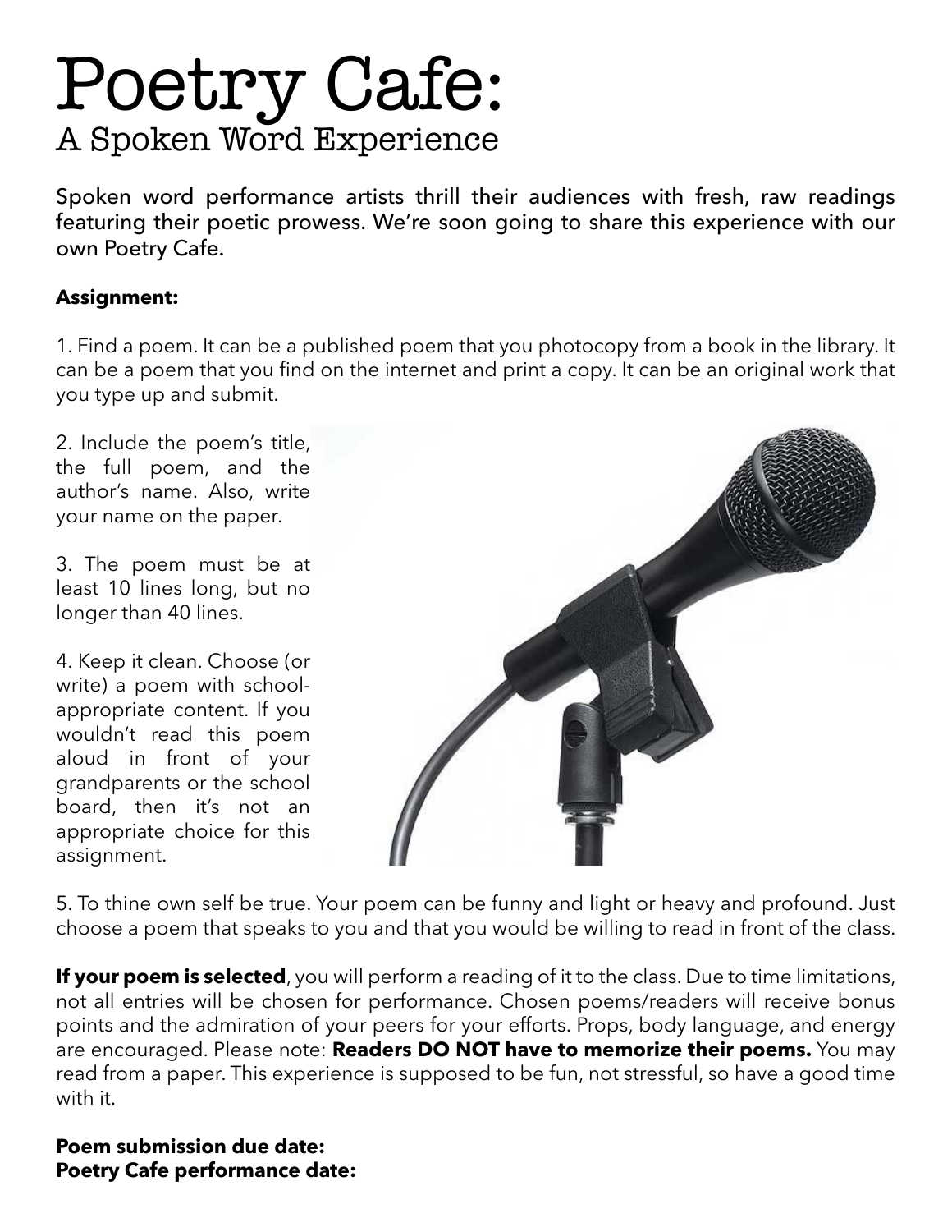# Poetry Cafe:

## A Spoken Word Experience

Spoken word performance artists thrill their audiences with fresh, raw readings featuring their poetic prowess. We're soon going to share this experience with our own Poetry Cafe.

**Assignment:**

1. Find a poem. It can be a published poem that you photocopy from a book in the library. It can be a poem that you find on the internet and print a copy. It can be an original work that you type up and submit.

2. Include the poem's title, the full poem, and the author's name. Also, write your name on the paper.

3. The poem must be at least 10 lines long, but no longer than 40 lines.

4. Keep it clean. Choose (or write) a poem with school-appropriate content. If you wouldn't read this poem aloud in front of your grandparents or the school board, then it's not an appropriate choice for this assignment.

5. To thine own self be true. Your poem can be funny and light or heavy and profound. Just choose a poem that speaks to you and that you would be willing to read in front of the class.

**If your poem is selected**, you will perform a reading of it to the class. Due to time limitations, not all entries will be chosen for performance. Chosen poems/readers will receive bonus points and the admiration of your peers for your efforts. Props, body language, and energy are encouraged. Please note: **Readers DO NOT have to memorize their poems.** You may read from a paper. This experience is supposed to be fun, not stressful, so have a good time with it.

**Poem submission due date:**
**Poetry Cafe performance date:**